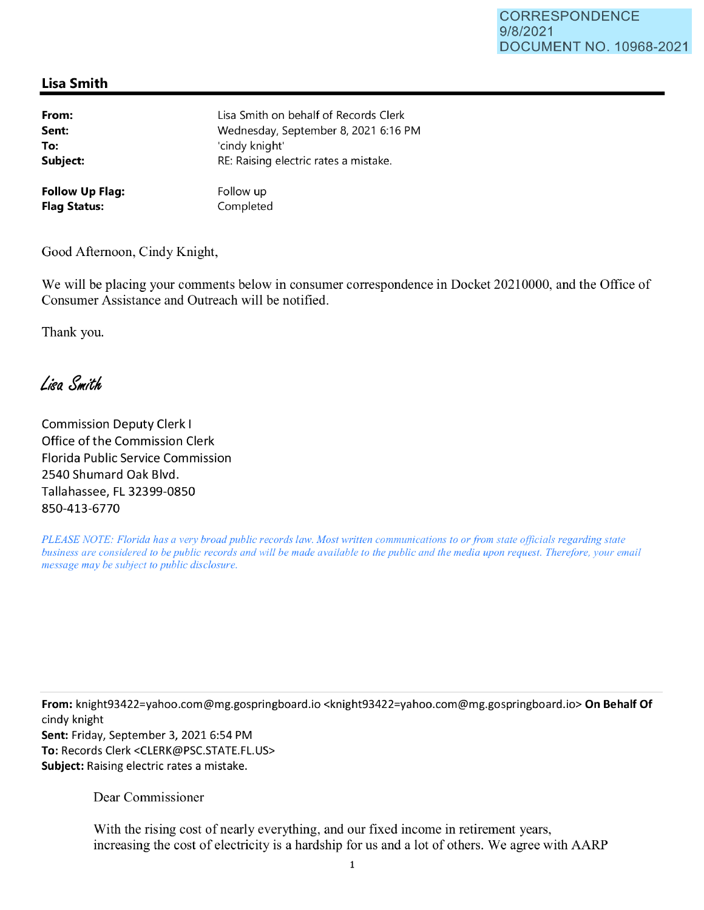CORRESPONDENCE
9/8/2021
DOCUMENT NO. 10968-2021

## Lisa Smith

**From:** Lisa Smith on behalf of Records Clerk
**Sent:** Wednesday, September 8, 2021 6:16 PM
**To:** 'cindy knight'
**Subject:** RE: Raising electric rates a mistake.

**Follow Up Flag:** Follow up
**Flag Status:** Completed

Good Afternoon, Cindy Knight,

We will be placing your comments below in consumer correspondence in Docket 20210000, and the Office of Consumer Assistance and Outreach will be notified.

Thank you.

*Lisa Smith*

Commission Deputy Clerk I
Office of the Commission Clerk
Florida Public Service Commission
2540 Shumard Oak Blvd.
Tallahassee, FL 32399-0850
850-413-6770

*PLEASE NOTE: Florida has a very broad public records law. Most written communications to or from state officials regarding state business are considered to be public records and will be made available to the public and the media upon request. Therefore, your email message may be subject to public disclosure.*

---

**From:** knight93422=yahoo.com@mg.gospringboard.io <knight93422=yahoo.com@mg.gospringboard.io> **On Behalf Of** cindy knight
**Sent:** Friday, September 3, 2021 6:54 PM
**To:** Records Clerk <CLERK@PSC.STATE.FL.US>
**Subject:** Raising electric rates a mistake.

Dear Commissioner

With the rising cost of nearly everything, and our fixed income in retirement years, increasing the cost of electricity is a hardship for us and a lot of others. We agree with AARP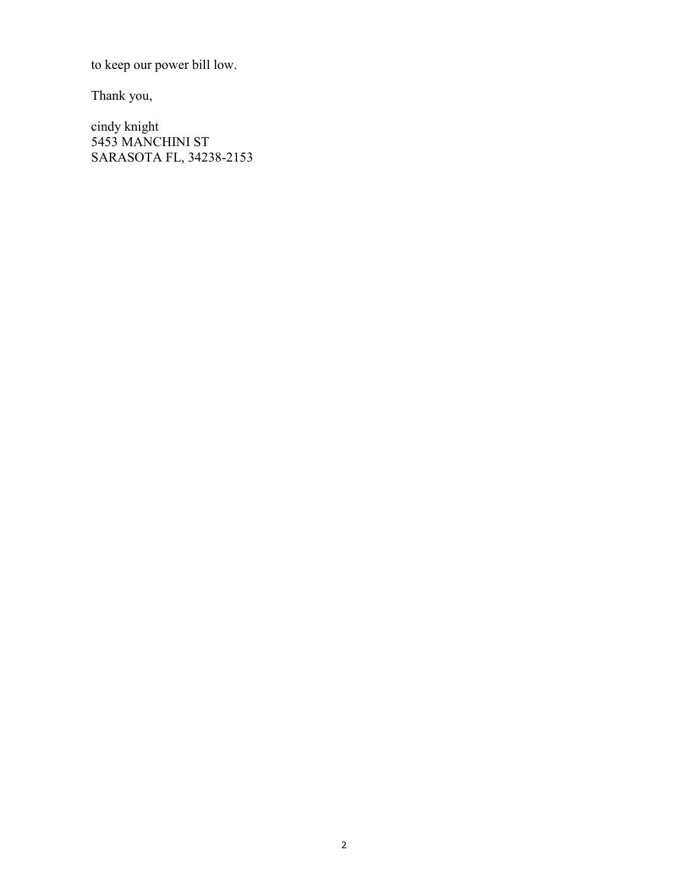to keep our power bill low.

Thank you,

cindy knight  
5453 MANCHINI ST  
SARASOTA FL, 34238-2153